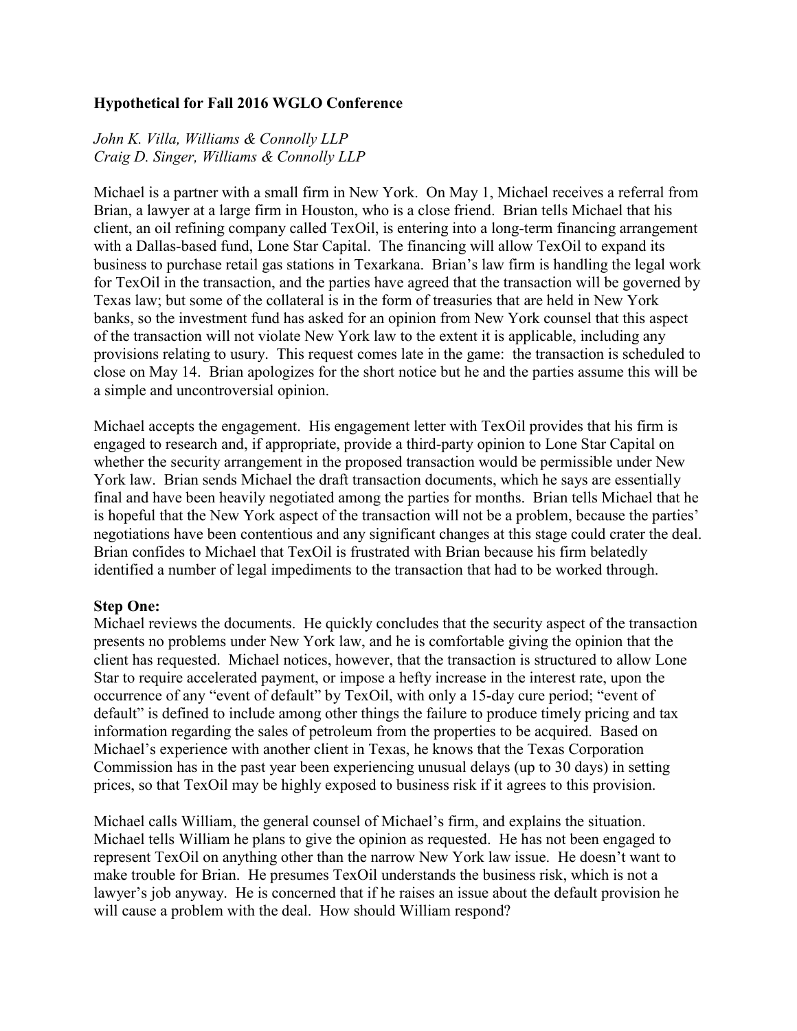**Hypothetical for Fall 2016 WGLO Conference**

*John K. Villa, Williams & Connolly LLP*
*Craig D. Singer, Williams & Connolly LLP*

Michael is a partner with a small firm in New York. On May 1, Michael receives a referral from Brian, a lawyer at a large firm in Houston, who is a close friend. Brian tells Michael that his client, an oil refining company called TexOil, is entering into a long-term financing arrangement with a Dallas-based fund, Lone Star Capital. The financing will allow TexOil to expand its business to purchase retail gas stations in Texarkana. Brian's law firm is handling the legal work for TexOil in the transaction, and the parties have agreed that the transaction will be governed by Texas law; but some of the collateral is in the form of treasuries that are held in New York banks, so the investment fund has asked for an opinion from New York counsel that this aspect of the transaction will not violate New York law to the extent it is applicable, including any provisions relating to usury. This request comes late in the game: the transaction is scheduled to close on May 14. Brian apologizes for the short notice but he and the parties assume this will be a simple and uncontroversial opinion.

Michael accepts the engagement. His engagement letter with TexOil provides that his firm is engaged to research and, if appropriate, provide a third-party opinion to Lone Star Capital on whether the security arrangement in the proposed transaction would be permissible under New York law. Brian sends Michael the draft transaction documents, which he says are essentially final and have been heavily negotiated among the parties for months. Brian tells Michael that he is hopeful that the New York aspect of the transaction will not be a problem, because the parties' negotiations have been contentious and any significant changes at this stage could crater the deal. Brian confides to Michael that TexOil is frustrated with Brian because his firm belatedly identified a number of legal impediments to the transaction that had to be worked through.

**Step One:**
Michael reviews the documents. He quickly concludes that the security aspect of the transaction presents no problems under New York law, and he is comfortable giving the opinion that the client has requested. Michael notices, however, that the transaction is structured to allow Lone Star to require accelerated payment, or impose a hefty increase in the interest rate, upon the occurrence of any "event of default" by TexOil, with only a 15-day cure period; "event of default" is defined to include among other things the failure to produce timely pricing and tax information regarding the sales of petroleum from the properties to be acquired. Based on Michael's experience with another client in Texas, he knows that the Texas Corporation Commission has in the past year been experiencing unusual delays (up to 30 days) in setting prices, so that TexOil may be highly exposed to business risk if it agrees to this provision.

Michael calls William, the general counsel of Michael's firm, and explains the situation. Michael tells William he plans to give the opinion as requested. He has not been engaged to represent TexOil on anything other than the narrow New York law issue. He doesn't want to make trouble for Brian. He presumes TexOil understands the business risk, which is not a lawyer's job anyway. He is concerned that if he raises an issue about the default provision he will cause a problem with the deal. How should William respond?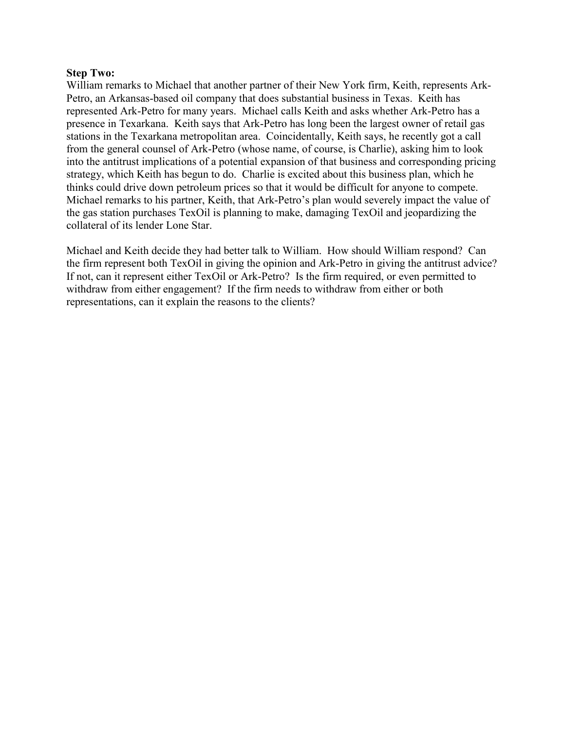**Step Two:**

William remarks to Michael that another partner of their New York firm, Keith, represents Ark-Petro, an Arkansas-based oil company that does substantial business in Texas. Keith has represented Ark-Petro for many years. Michael calls Keith and asks whether Ark-Petro has a presence in Texarkana. Keith says that Ark-Petro has long been the largest owner of retail gas stations in the Texarkana metropolitan area. Coincidentally, Keith says, he recently got a call from the general counsel of Ark-Petro (whose name, of course, is Charlie), asking him to look into the antitrust implications of a potential expansion of that business and corresponding pricing strategy, which Keith has begun to do. Charlie is excited about this business plan, which he thinks could drive down petroleum prices so that it would be difficult for anyone to compete. Michael remarks to his partner, Keith, that Ark-Petro's plan would severely impact the value of the gas station purchases TexOil is planning to make, damaging TexOil and jeopardizing the collateral of its lender Lone Star.

Michael and Keith decide they had better talk to William. How should William respond? Can the firm represent both TexOil in giving the opinion and Ark-Petro in giving the antitrust advice? If not, can it represent either TexOil or Ark-Petro? Is the firm required, or even permitted to withdraw from either engagement? If the firm needs to withdraw from either or both representations, can it explain the reasons to the clients?